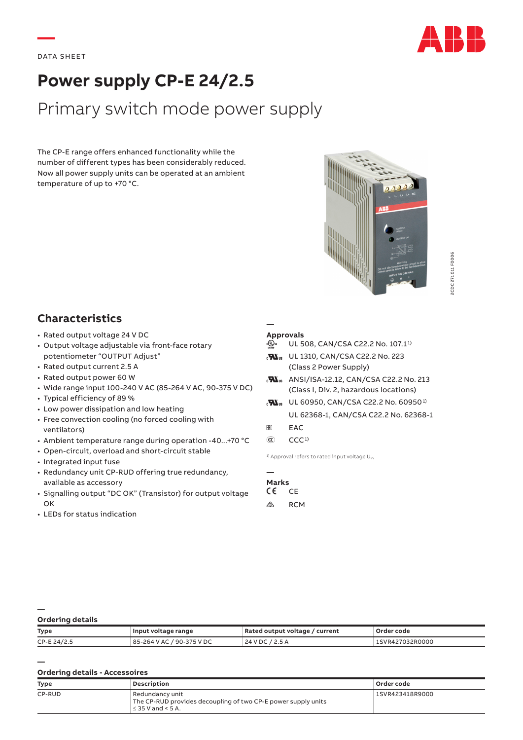DATA SHEET

# Power supply CP-E 24/2.5

## Primary switch mode power supply

The CP-E range offers enhanced functionality while the number of different types has been considerably reduced. Now all power supply units can be operated at an ambient temperature of up to +70 °C.

2CDC 271 011 F0006

## Characteristics

- Rated output voltage 24 V DC
- Output voltage adjustable via front-face rotary potentiometer "OUTPUT Adjust"
- Rated output current 2.5 A
- Rated output power 60 W
- Wide range input 100-240 V AC (85-264 V AC, 90-375 V DC)
- Typical efficiency of 89 %
- Low power dissipation and low heating
- Free convection cooling (no forced cooling with ventilators)
- Ambient temperature range during operation -40...+70 °C
- Open-circuit, overload and short-circuit stable
- Integrated input fuse
- Redundancy unit CP-RUD offering true redundancy, available as accessory
- Signalling output "DC OK" (Transistor) for output voltage OK
- LEDs for status indication

### Approvals

- UL 508, CAN/CSA C22.2 No. 107.1[1)]
- UL 1310, CAN/CSA C22.2 No. 223 (Class 2 Power Supply)
- ANSI/ISA-12.12, CAN/CSA C22.2 No. 213 (Class I, Div. 2, hazardous locations)
- UL 60950, CAN/CSA C22.2 No. 60950[1)]
  UL 62368-1, CAN/CSA C22.2 No. 62368-1
- EAC
- CCC[1)]

[1)] Approval refers to rated input voltage $U_{in}$

### Marks

- CE
- RCM

### Ordering details

| Type | Input voltage range | Rated output voltage / current | Order code |
|---|---|---|---|
| CP-E 24/2.5 | 85-264 V AC / 90-375 V DC | 24 V DC / 2.5 A | 1SVR427032R0000 |

### Ordering details - Accessoires

| Type | Description | Order code |
|---|---|---|
| CP-RUD | Redundancy unit<br>The CP-RUD provides decoupling of two CP-E power supply units ≤ 35 V and < 5 A. | 1SVR423418R9000 |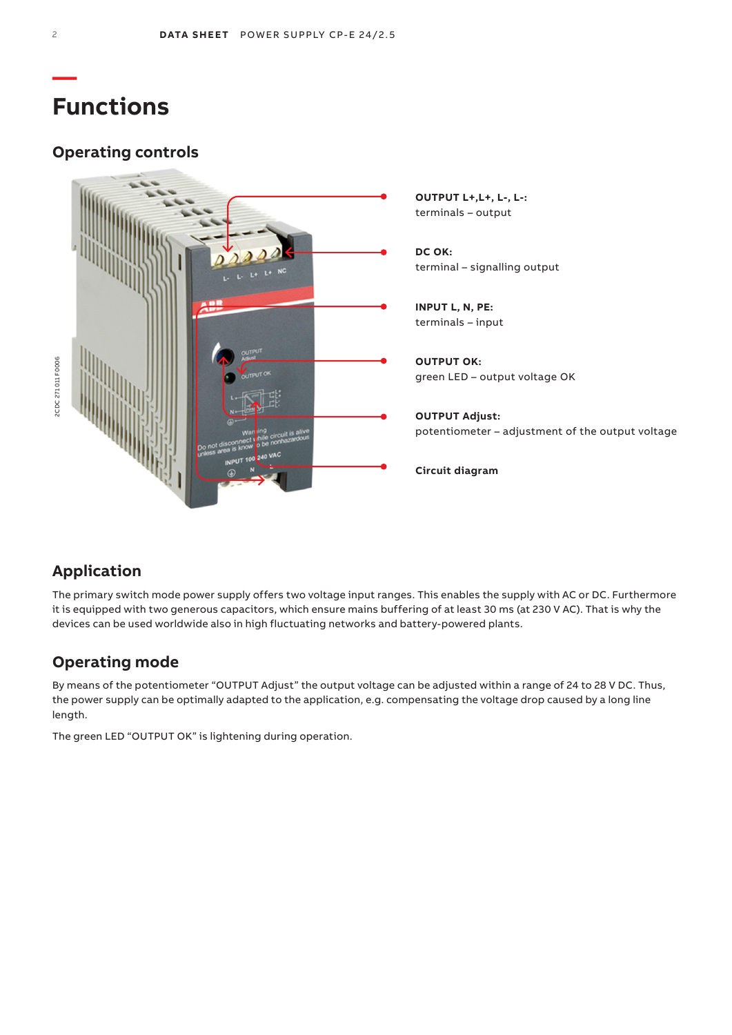# Functions

## Operating controls

**OUTPUT L+,L+, L-, L-:**
terminals – output

**DC OK:**
terminal – signalling output

**INPUT L, N, PE:**
terminals – input

**OUTPUT OK:**
green LED – output voltage OK

**OUTPUT Adjust:**
potentiometer – adjustment of the output voltage

**Circuit diagram**

## Application

The primary switch mode power supply offers two voltage input ranges. This enables the supply with AC or DC. Furthermore it is equipped with two generous capacitors, which ensure mains buffering of at least 30 ms (at 230 V AC). That is why the devices can be used worldwide also in high fluctuating networks and battery-powered plants.

## Operating mode

By means of the potentiometer “OUTPUT Adjust” the output voltage can be adjusted within a range of 24 to 28 V DC. Thus, the power supply can be optimally adapted to the application, e.g. compensating the voltage drop caused by a long line length.

The green LED “OUTPUT OK” is lightening during operation.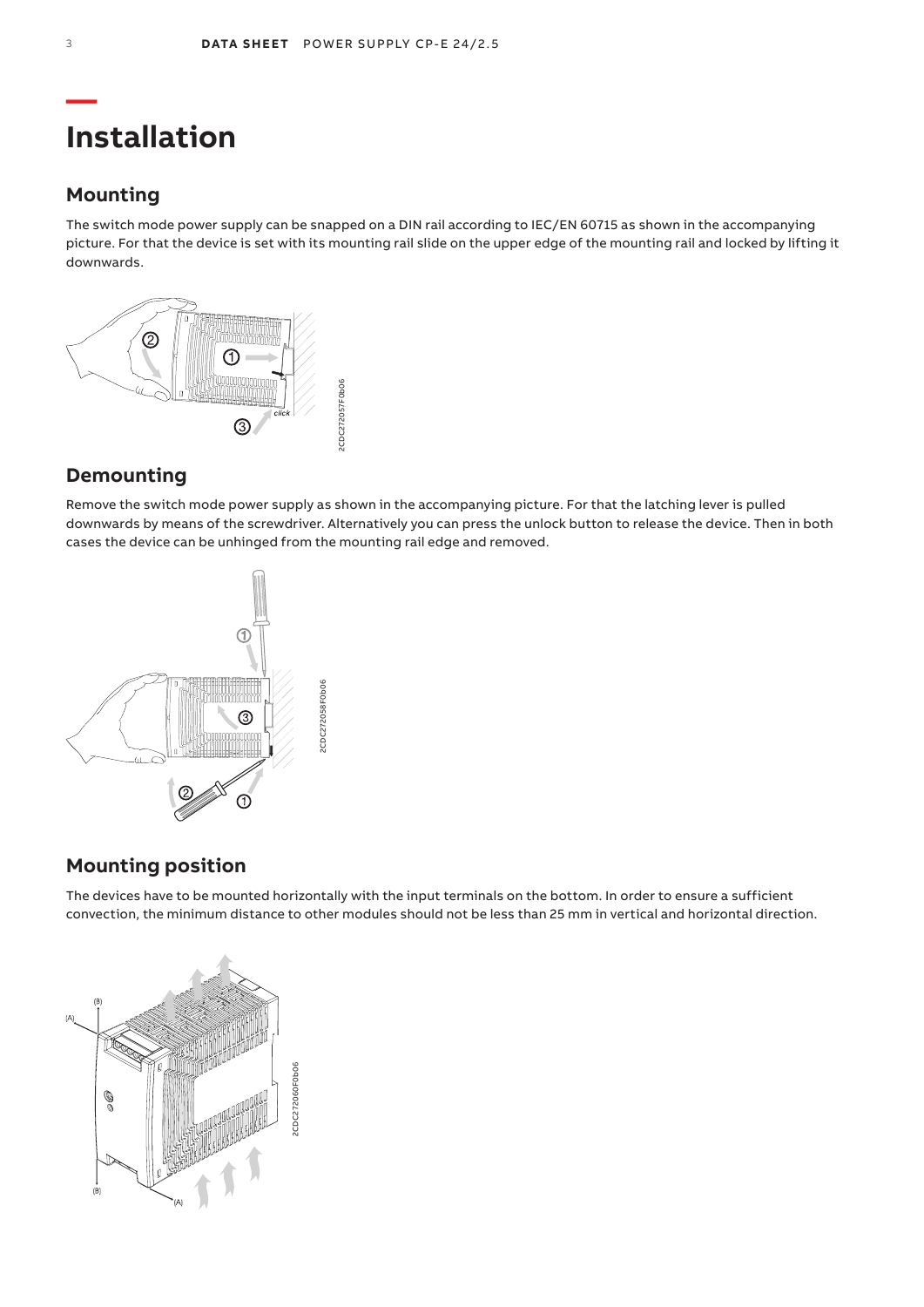# Installation

## Mounting

The switch mode power supply can be snapped on a DIN rail according to IEC/EN 60715 as shown in the accompanying picture. For that the device is set with its mounting rail slide on the upper edge of the mounting rail and locked by lifting it downwards.

## Demounting

Remove the switch mode power supply as shown in the accompanying picture. For that the latching lever is pulled downwards by means of the screwdriver. Alternatively you can press the unlock button to release the device. Then in both cases the device can be unhinged from the mounting rail edge and removed.

## Mounting position

The devices have to be mounted horizontally with the input terminals on the bottom. In order to ensure a sufficient convection, the minimum distance to other modules should not be less than 25 mm in vertical and horizontal direction.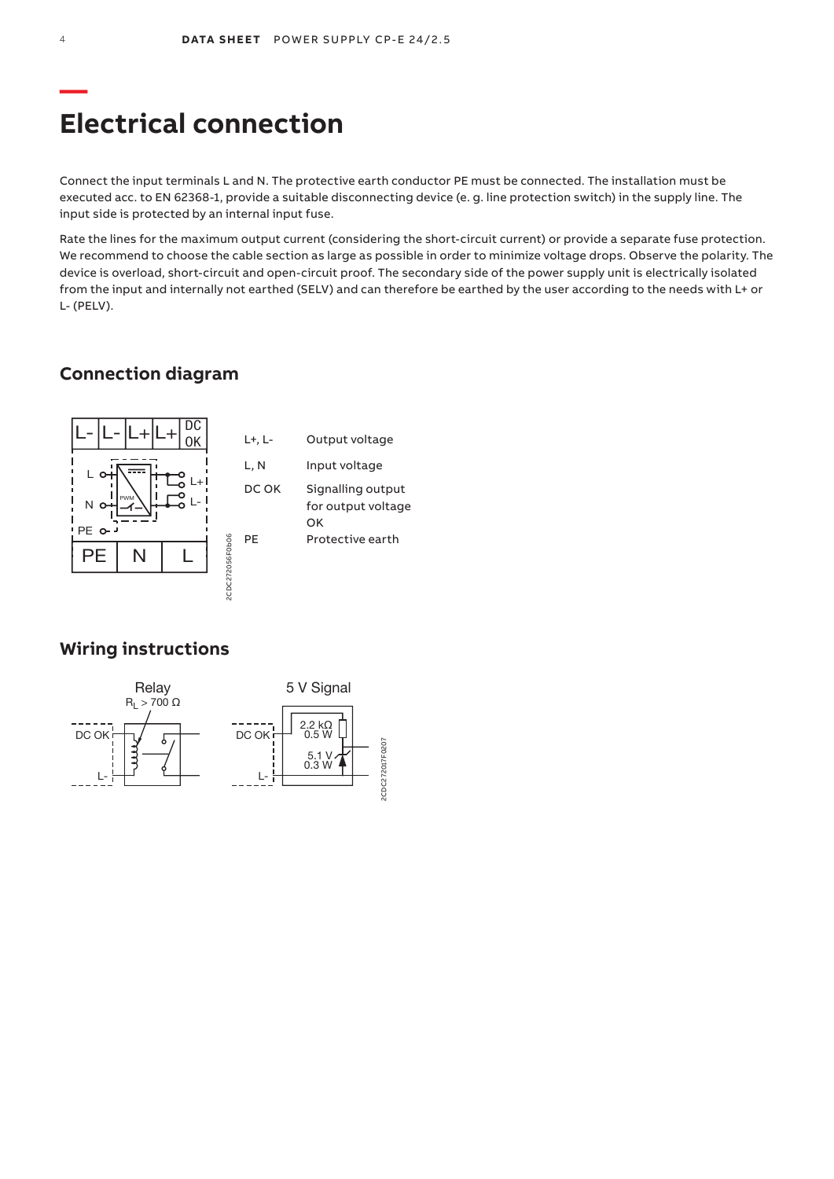# Electrical connection

Connect the input terminals L and N. The protective earth conductor PE must be connected. The installation must be executed acc. to EN 62368-1, provide a suitable disconnecting device (e. g. line protection switch) in the supply line. The input side is protected by an internal input fuse.

Rate the lines for the maximum output current (considering the short-circuit current) or provide a separate fuse protection. We recommend to choose the cable section as large as possible in order to minimize voltage drops. Observe the polarity. The device is overload, short-circuit and open-circuit proof. The secondary side of the power supply unit is electrically isolated from the input and internally not earthed (SELV) and can therefore be earthed by the user according to the needs with L+ or L- (PELV).

## Connection diagram

| | |
|---|---|
| L+, L- | Output voltage |
| L, N | Input voltage |
| DC OK | Signalling output for output voltage OK |
| PE | Protective earth |

2CDC272056F0b06

## Wiring instructions

Relay
$R_L$ > 700 Ω

5 V Signal
2.2 kΩ 0.5 W
5.1 V 0.3 W

2CDC272017F0207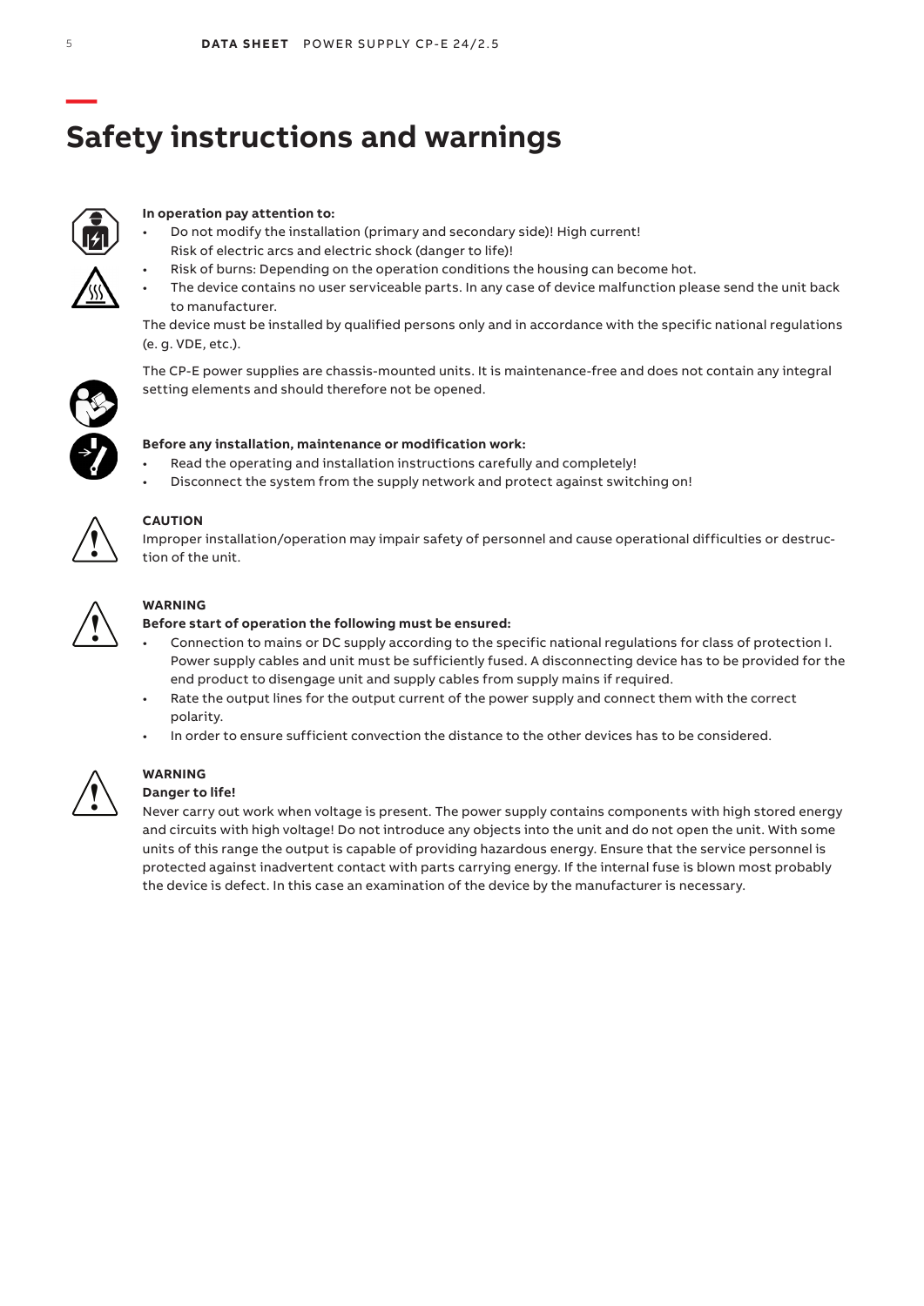# Safety instructions and warnings

**In operation pay attention to:**

- Do not modify the installation (primary and secondary side)! High current! Risk of electric arcs and electric shock (danger to life)!
- Risk of burns: Depending on the operation conditions the housing can become hot.
- The device contains no user serviceable parts. In any case of device malfunction please send the unit back to manufacturer.

The device must be installed by qualified persons only and in accordance with the specific national regulations (e. g. VDE, etc.).

The CP-E power supplies are chassis-mounted units. It is maintenance-free and does not contain any integral setting elements and should therefore not be opened.

**Before any installation, maintenance or modification work:**

- Read the operating and installation instructions carefully and completely!
- Disconnect the system from the supply network and protect against switching on!

**CAUTION**

Improper installation/operation may impair safety of personnel and cause operational difficulties or destruction of the unit.

**WARNING**

**Before start of operation the following must be ensured:**

- Connection to mains or DC supply according to the specific national regulations for class of protection I. Power supply cables and unit must be sufficiently fused. A disconnecting device has to be provided for the end product to disengage unit and supply cables from supply mains if required.
- Rate the output lines for the output current of the power supply and connect them with the correct polarity.
- In order to ensure sufficient convection the distance to the other devices has to be considered.

**WARNING**

**Danger to life!**

Never carry out work when voltage is present. The power supply contains components with high stored energy and circuits with high voltage! Do not introduce any objects into the unit and do not open the unit. With some units of this range the output is capable of providing hazardous energy. Ensure that the service personnel is protected against inadvertent contact with parts carrying energy. If the internal fuse is blown most probably the device is defect. In this case an examination of the device by the manufacturer is necessary.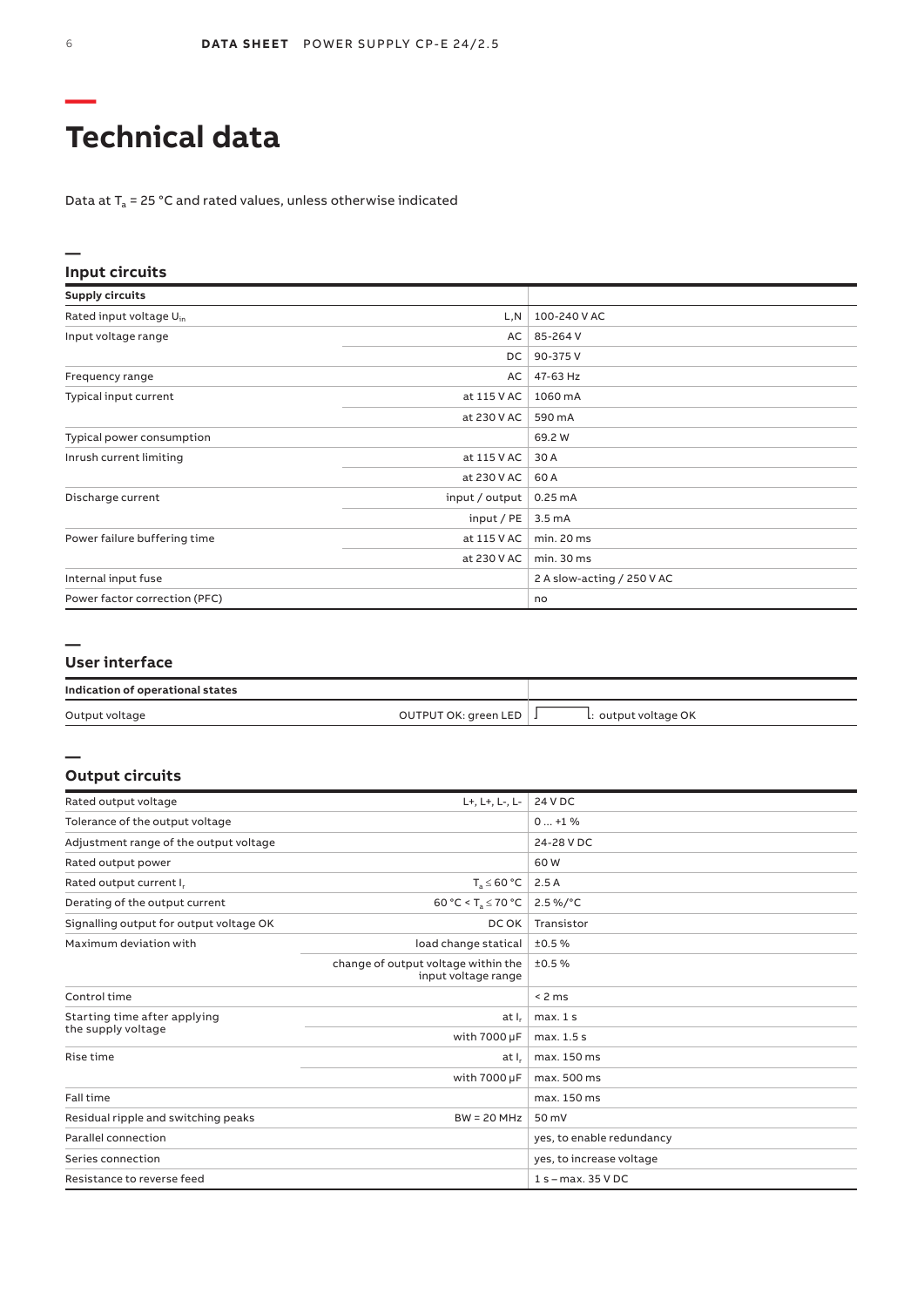# Technical data

Data at $T_a$ = 25 °C and rated values, unless otherwise indicated

## Input circuits

| Supply circuits | | |
|---|---|---|
| Rated input voltage $U_{in}$ | L,N | 100-240 V AC |
| Input voltage range | AC | 85-264 V |
| | DC | 90-375 V |
| Frequency range | AC | 47-63 Hz |
| Typical input current | at 115 V AC | 1060 mA |
| | at 230 V AC | 590 mA |
| Typical power consumption | | 69.2 W |
| Inrush current limiting | at 115 V AC | 30 A |
| | at 230 V AC | 60 A |
| Discharge current | input / output | 0.25 mA |
| | input / PE | 3.5 mA |
| Power failure buffering time | at 115 V AC | min. 20 ms |
| | at 230 V AC | min. 30 ms |
| Internal input fuse | | 2 A slow-acting / 250 V AC |
| Power factor correction (PFC) | | no |

## User interface

| Indication of operational states | | |
|---|---|---|
| Output voltage | OUTPUT OK: green LED | ⎍ : output voltage OK |

## Output circuits

| | | |
|---|---|---|
| Rated output voltage | L+, L+, L-, L- | 24 V DC |
| Tolerance of the output voltage | | 0 ... +1 % |
| Adjustment range of the output voltage | | 24-28 V DC |
| Rated output power | | 60 W |
| Rated output current $I_r$ | $T_a \leq 60$ °C | 2.5 A |
| Derating of the output current | 60 °C < $T_a \leq 70$ °C | 2.5 %/°C |
| Signalling output for output voltage OK | DC OK | Transistor |
| Maximum deviation with | load change statical | ±0.5 % |
| | change of output voltage within the input voltage range | ±0.5 % |
| Control time | | < 2 ms |
| Starting time after applying the supply voltage | at $I_r$ | max. 1 s |
| | with 7000 µF | max. 1.5 s |
| Rise time | at $I_r$ | max. 150 ms |
| | with 7000 µF | max. 500 ms |
| Fall time | | max. 150 ms |
| Residual ripple and switching peaks | BW = 20 MHz | 50 mV |
| Parallel connection | | yes, to enable redundancy |
| Series connection | | yes, to increase voltage |
| Resistance to reverse feed | | 1 s – max. 35 V DC |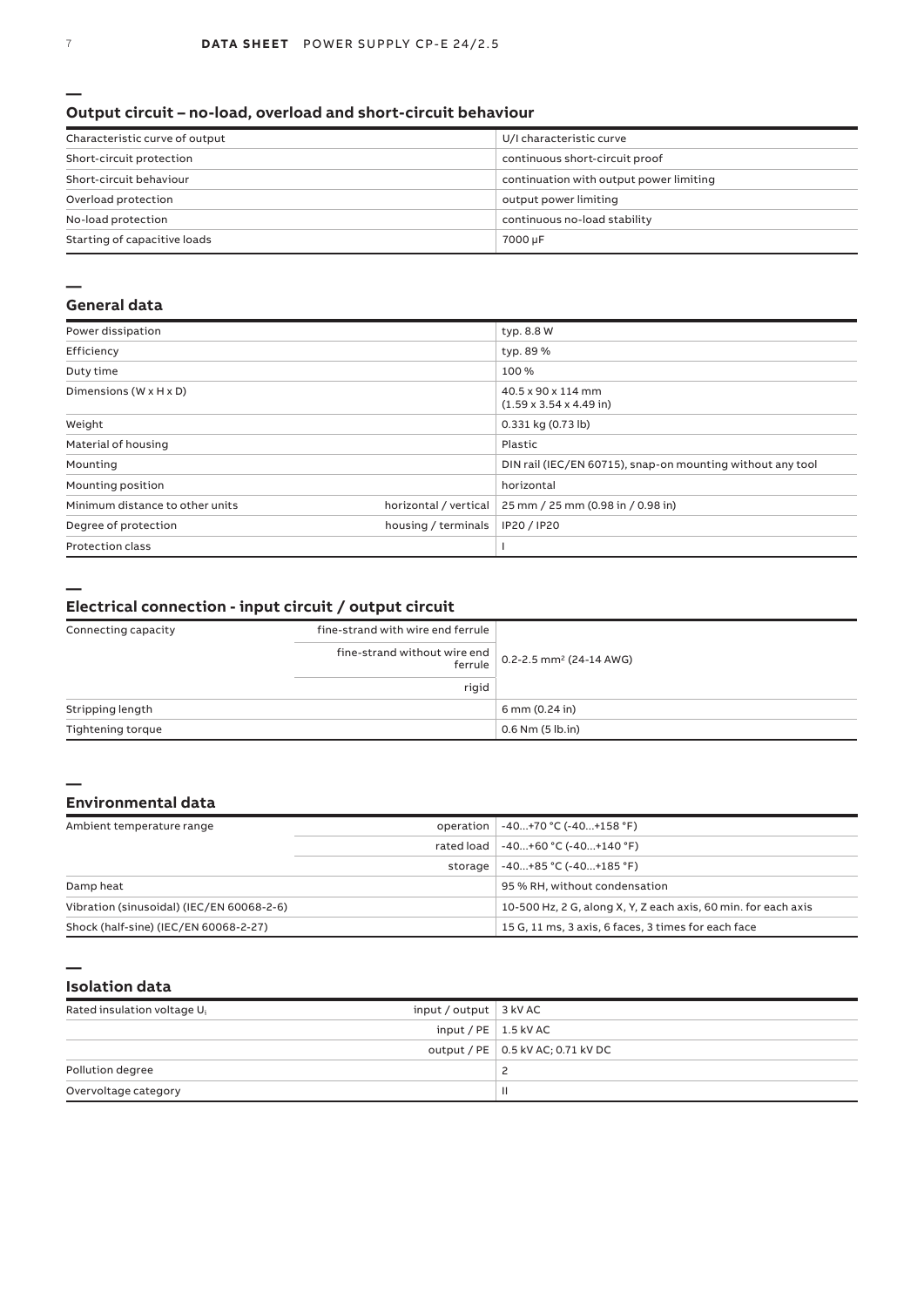## Output circuit – no-load, overload and short-circuit behaviour

| | |
|---|---|
| Characteristic curve of output | U/I characteristic curve |
| Short-circuit protection | continuous short-circuit proof |
| Short-circuit behaviour | continuation with output power limiting |
| Overload protection | output power limiting |
| No-load protection | continuous no-load stability |
| Starting of capacitive loads | 7000 µF |

## General data

| | | |
|---|---|---|
| Power dissipation | | typ. 8.8 W |
| Efficiency | | typ. 89 % |
| Duty time | | 100 % |
| Dimensions (W x H x D) | | 40.5 x 90 x 114 mm (1.59 x 3.54 x 4.49 in) |
| Weight | | 0.331 kg (0.73 lb) |
| Material of housing | | Plastic |
| Mounting | | DIN rail (IEC/EN 60715), snap-on mounting without any tool |
| Mounting position | | horizontal |
| Minimum distance to other units | horizontal / vertical | 25 mm / 25 mm (0.98 in / 0.98 in) |
| Degree of protection | housing / terminals | IP20 / IP20 |
| Protection class | | I |

## Electrical connection - input circuit / output circuit

| | | |
|---|---|---|
| Connecting capacity | fine-strand with wire end ferrule | 0.2-2.5 mm² (24-14 AWG) |
| | fine-strand without wire end ferrule | |
| | rigid | |
| Stripping length | | 6 mm (0.24 in) |
| Tightening torque | | 0.6 Nm (5 lb.in) |

## Environmental data

| | | |
|---|---|---|
| Ambient temperature range | operation | -40...+70 °C (-40...+158 °F) |
| | rated load | -40...+60 °C (-40...+140 °F) |
| | storage | -40...+85 °C (-40...+185 °F) |
| Damp heat | | 95 % RH, without condensation |
| Vibration (sinusoidal) (IEC/EN 60068-2-6) | | 10-500 Hz, 2 G, along X, Y, Z each axis, 60 min. for each axis |
| Shock (half-sine) (IEC/EN 60068-2-27) | | 15 G, 11 ms, 3 axis, 6 faces, 3 times for each face |

## Isolation data

| | | |
|---|---|---|
| Rated insulation voltage $U_i$ | input / output | 3 kV AC |
| | input / PE | 1.5 kV AC |
| | output / PE | 0.5 kV AC; 0.71 kV DC |
| Pollution degree | | 2 |
| Overvoltage category | | II |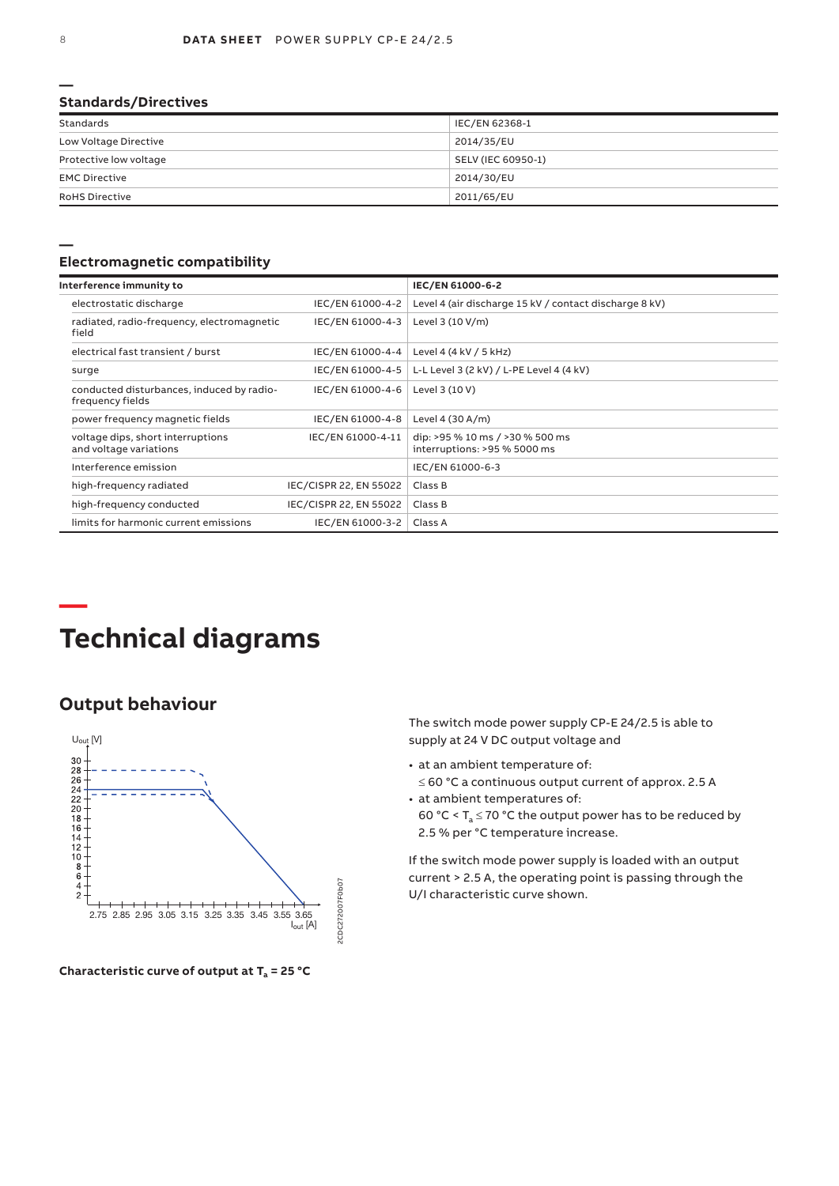## Standards/Directives

| Standards | IEC/EN 62368-1 |
|---|---|
| Low Voltage Directive | 2014/35/EU |
| Protective low voltage | SELV (IEC 60950-1) |
| EMC Directive | 2014/30/EU |
| RoHS Directive | 2011/65/EU |

## Electromagnetic compatibility

| Interference immunity to | | IEC/EN 61000-6-2 |
|---|---|---|
| electrostatic discharge | IEC/EN 61000-4-2 | Level 4 (air discharge 15 kV / contact discharge 8 kV) |
| radiated, radio-frequency, electromagnetic field | IEC/EN 61000-4-3 | Level 3 (10 V/m) |
| electrical fast transient / burst | IEC/EN 61000-4-4 | Level 4 (4 kV / 5 kHz) |
| surge | IEC/EN 61000-4-5 | L-L Level 3 (2 kV) / L-PE Level 4 (4 kV) |
| conducted disturbances, induced by radio-frequency fields | IEC/EN 61000-4-6 | Level 3 (10 V) |
| power frequency magnetic fields | IEC/EN 61000-4-8 | Level 4 (30 A/m) |
| voltage dips, short interruptions and voltage variations | IEC/EN 61000-4-11 | dip: >95 % 10 ms / >30 % 500 ms<br>interruptions: >95 % 5000 ms |
| Interference emission | | IEC/EN 61000-6-3 |
| high-frequency radiated | IEC/CISPR 22, EN 55022 | Class B |
| high-frequency conducted | IEC/CISPR 22, EN 55022 | Class B |
| limits for harmonic current emissions | IEC/EN 61000-3-2 | Class A |

# Technical diagrams

## Output behaviour

**Characteristic curve of output at $T_a$ = 25 °C**

The switch mode power supply CP-E 24/2.5 is able to supply at 24 V DC output voltage and

- at an ambient temperature of:
  ≤ 60 °C a continuous output current of approx. 2.5 A
- at ambient temperatures of:
  60 °C < $T_a$ ≤ 70 °C the output power has to be reduced by 2.5 % per °C temperature increase.

If the switch mode power supply is loaded with an output current > 2.5 A, the operating point is passing through the U/I characteristic curve shown.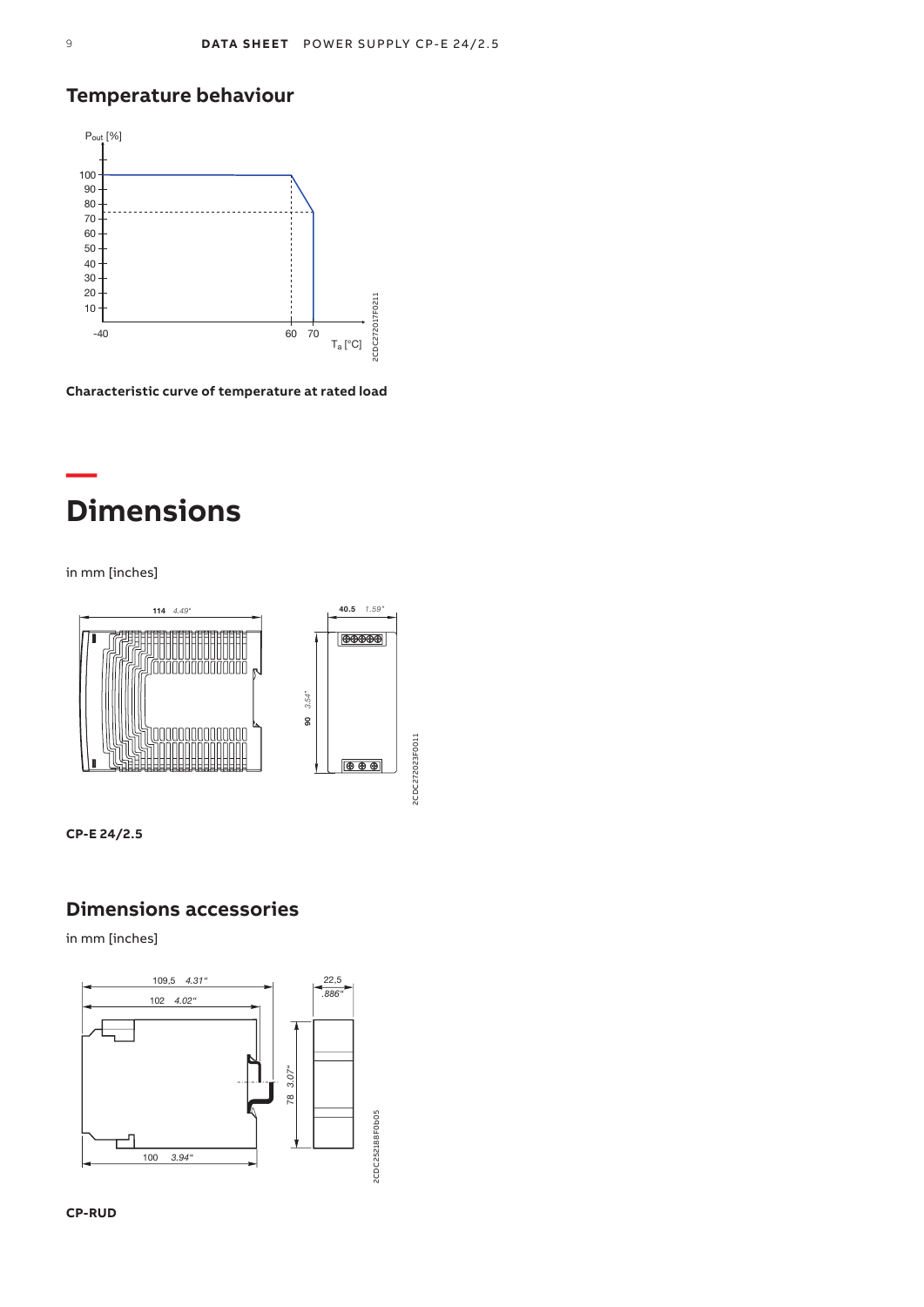## Temperature behaviour

**Characteristic curve of temperature at rated load**

# Dimensions

in mm [inches]

**CP-E 24/2.5**

## Dimensions accessories

in mm [inches]

**CP-RUD**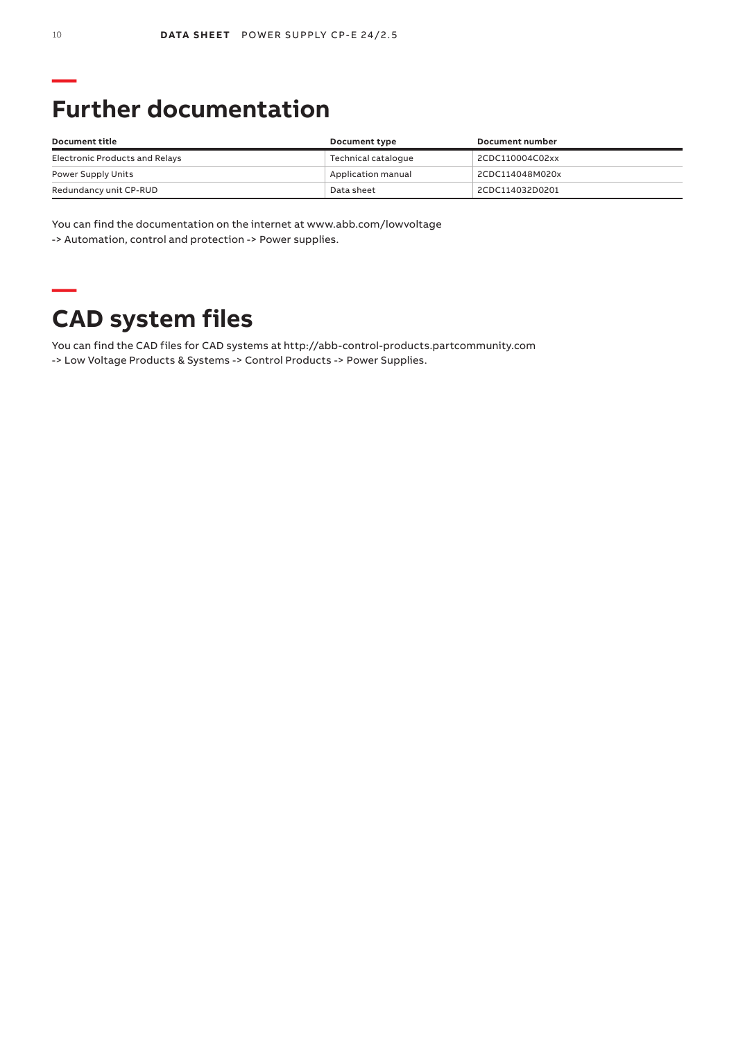## Further documentation

| Document title | Document type | Document number |
| --- | --- | --- |
| Electronic Products and Relays | Technical catalogue | 2CDC110004C02xx |
| Power Supply Units | Application manual | 2CDC114048M020x |
| Redundancy unit CP-RUD | Data sheet | 2CDC114032D0201 |

You can find the documentation on the internet at www.abb.com/lowvoltage
-> Automation, control and protection -> Power supplies.

## CAD system files

You can find the CAD files for CAD systems at http://abb-control-products.partcommunity.com
-> Low Voltage Products & Systems -> Control Products -> Power Supplies.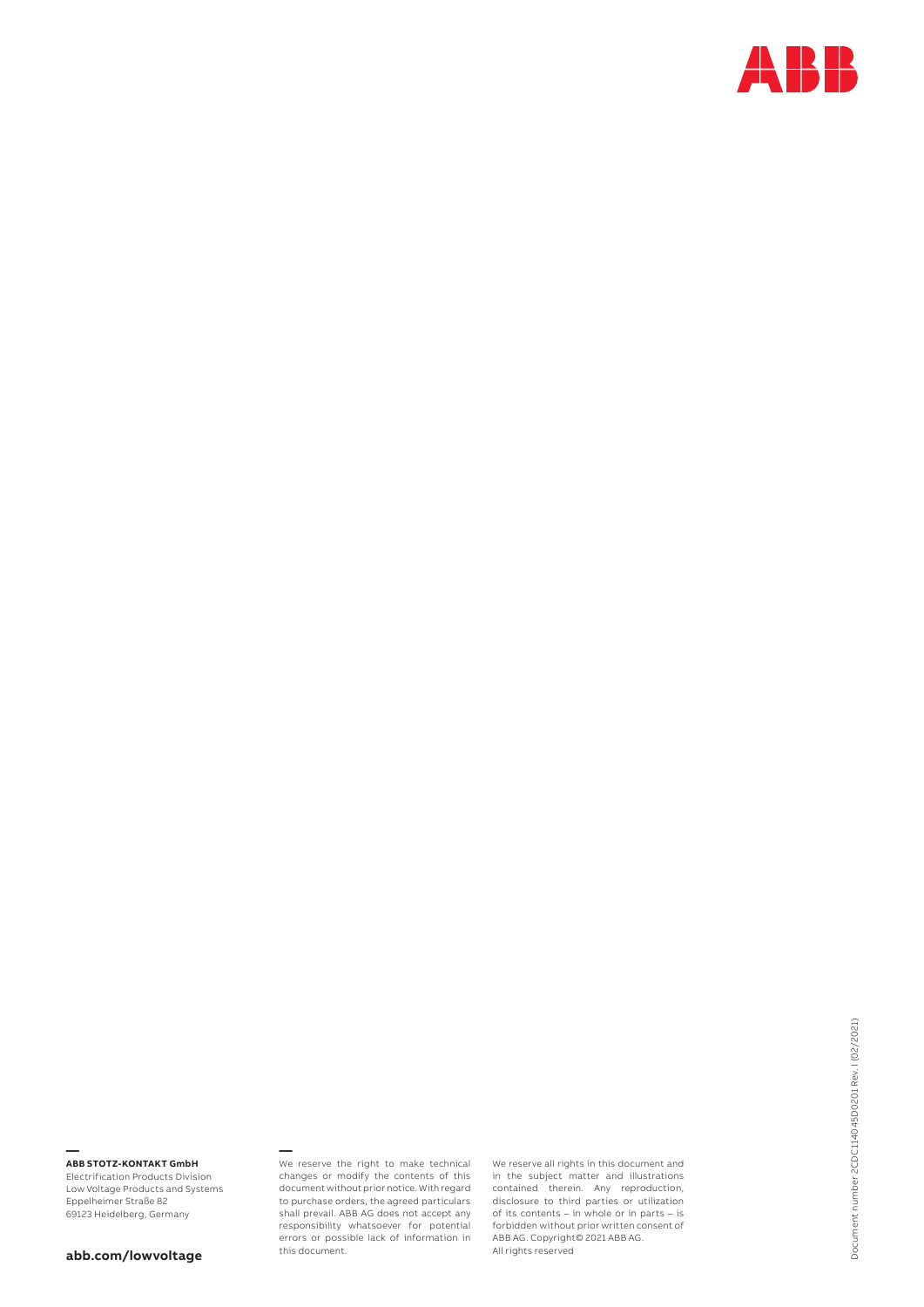**ABB STOTZ-KONTAKT GmbH**
Electrification Products Division
Low Voltage Products and Systems
Eppelheimer Straße 82
69123 Heidelberg, Germany

**abb.com/lowvoltage**

We reserve the right to make technical changes or modify the contents of this document without prior notice. With regard to purchase orders, the agreed particulars shall prevail. ABB AG does not accept any responsibility whatsoever for potential errors or possible lack of information in this document.

We reserve all rights in this document and in the subject matter and illustrations contained therein. Any reproduction, disclosure to third parties or utilization of its contents – in whole or in parts – is forbidden without prior written consent of ABB AG. Copyright© 2021 ABB AG.
All rights reserved

Document number 2CDC114045D0201 Rev. I (02/2021)